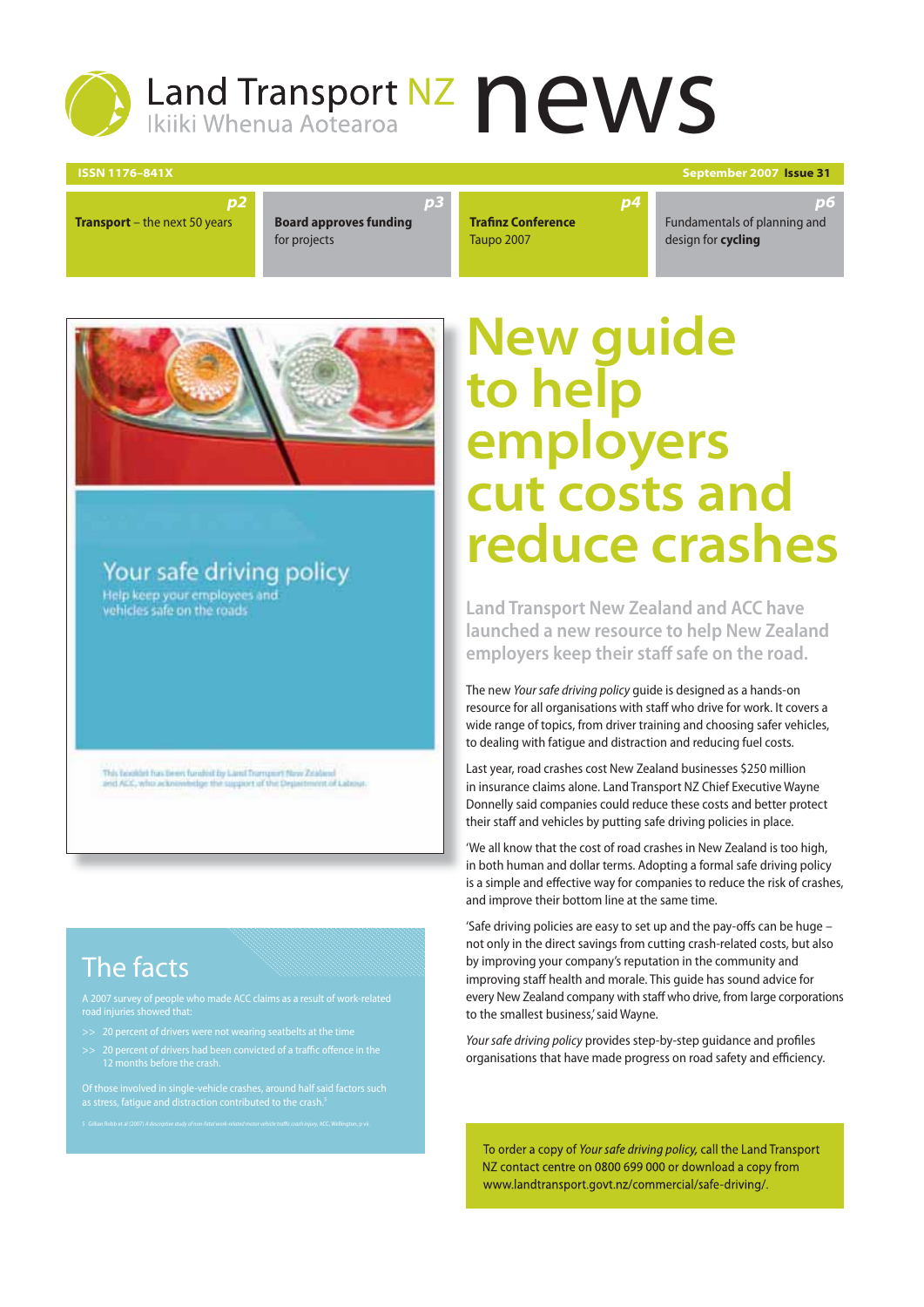# Land Transport NZ news

Ikiiki Whenua Aotearoa

ISSN 1176–841X

September 2007 **Issue 31**

**p2** **Transport** – the next 50 years

**p3** **Board approves funding** for projects

**p4** **Trafinz Conference** Taupo 2007

**p6** Fundamentals of planning and design for **cycling**

Your safe driving policy

Help keep your employees and vehicles safe on the roads

This booklet has been funded by Land Transport New Zealand and ACC, who acknowledge the support of the Department of Labour.

# New guide to help employers cut costs and reduce crashes

**Land Transport New Zealand and ACC have launched a new resource to help New Zealand employers keep their staff safe on the road.**

The new *Your safe driving policy* guide is designed as a hands-on resource for all organisations with staff who drive for work. It covers a wide range of topics, from driver training and choosing safer vehicles, to dealing with fatigue and distraction and reducing fuel costs.

Last year, road crashes cost New Zealand businesses $250 million in insurance claims alone. Land Transport NZ Chief Executive Wayne Donnelly said companies could reduce these costs and better protect their staff and vehicles by putting safe driving policies in place.

'We all know that the cost of road crashes in New Zealand is too high, in both human and dollar terms. Adopting a formal safe driving policy is a simple and effective way for companies to reduce the risk of crashes, and improve their bottom line at the same time.

'Safe driving policies are easy to set up and the pay-offs can be huge – not only in the direct savings from cutting crash-related costs, but also by improving your company's reputation in the community and improving staff health and morale. This guide has sound advice for every New Zealand company with staff who drive, from large corporations to the smallest business,' said Wayne.

*Your safe driving policy* provides step-by-step guidance and profiles organisations that have made progress on road safety and efficiency.

To order a copy of *Your safe driving policy*, call the Land Transport NZ contact centre on 0800 699 000 or download a copy from www.landtransport.govt.nz/commercial/safe-driving/.

## The facts

A 2007 survey of people who made ACC claims as a result of work-related road injuries showed that:

- 20 percent of drivers were not wearing seatbelts at the time
- 20 percent of drivers had been convicted of a traffic offence in the 12 months before the crash.

Of those involved in single-vehicle crashes, around half said factors such as stress, fatigue and distraction contributed to the crash.[1]

1 Gillian Robb et al (2007) *A descriptive study of non-fatal work-related motor vehicle traffic crash injury*, ACC, Wellington, p vii.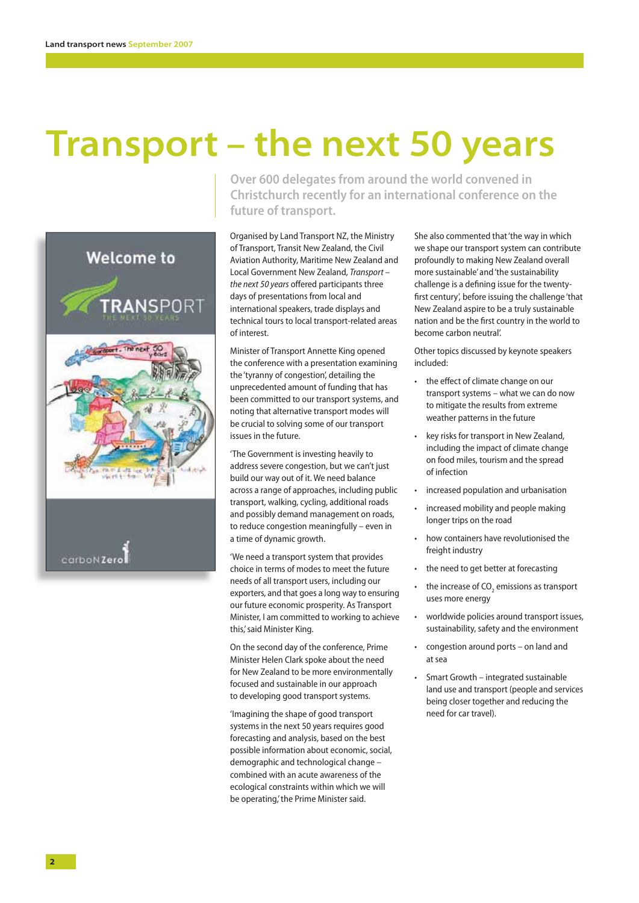# Transport – the next 50 years

**Over 600 delegates from around the world convened in Christchurch recently for an international conference on the future of transport.**

Organised by Land Transport NZ, the Ministry of Transport, Transit New Zealand, the Civil Aviation Authority, Maritime New Zealand and Local Government New Zealand, *Transport – the next 50 years* offered participants three days of presentations from local and international speakers, trade displays and technical tours to local transport-related areas of interest.

Minister of Transport Annette King opened the conference with a presentation examining the 'tyranny of congestion', detailing the unprecedented amount of funding that has been committed to our transport systems, and noting that alternative transport modes will be crucial to solving some of our transport issues in the future.

'The Government is investing heavily to address severe congestion, but we can't just build our way out of it. We need balance across a range of approaches, including public transport, walking, cycling, additional roads and possibly demand management on roads, to reduce congestion meaningfully – even in a time of dynamic growth.

'We need a transport system that provides choice in terms of modes to meet the future needs of all transport users, including our exporters, and that goes a long way to ensuring our future economic prosperity. As Transport Minister, I am committed to working to achieve this,' said Minister King.

On the second day of the conference, Prime Minister Helen Clark spoke about the need for New Zealand to be more environmentally focused and sustainable in our approach to developing good transport systems.

'Imagining the shape of good transport systems in the next 50 years requires good forecasting and analysis, based on the best possible information about economic, social, demographic and technological change – combined with an acute awareness of the ecological constraints within which we will be operating,' the Prime Minister said.

She also commented that 'the way in which we shape our transport system can contribute profoundly to making New Zealand overall more sustainable' and 'the sustainability challenge is a defining issue for the twenty-first century', before issuing the challenge 'that New Zealand aspire to be a truly sustainable nation and be the first country in the world to become carbon neutral'.

Other topics discussed by keynote speakers included:

- the effect of climate change on our transport systems – what we can do now to mitigate the results from extreme weather patterns in the future
- key risks for transport in New Zealand, including the impact of climate change on food miles, tourism and the spread of infection
- increased population and urbanisation
- increased mobility and people making longer trips on the road
- how containers have revolutionised the freight industry
- the need to get better at forecasting
- the increase of $CO_2$ emissions as transport uses more energy
- worldwide policies around transport issues, sustainability, safety and the environment
- congestion around ports – on land and at sea
- Smart Growth – integrated sustainable land use and transport (people and services being closer together and reducing the need for car travel).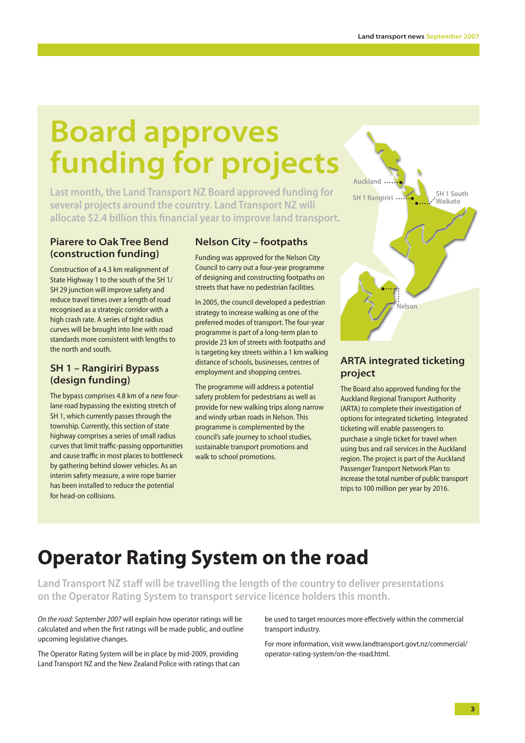# Board approves funding for projects

**Last month, the Land Transport NZ Board approved funding for several projects around the country. Land Transport NZ will allocate $2.4 billion this financial year to improve land transport.**

### Piarere to Oak Tree Bend (construction funding)

Construction of a 4.3 km realignment of State Highway 1 to the south of the SH 1/SH 29 junction will improve safety and reduce travel times over a length of road recognised as a strategic corridor with a high crash rate. A series of tight radius curves will be brought into line with road standards more consistent with lengths to the north and south.

### SH 1 – Rangiriri Bypass (design funding)

The bypass comprises 4.8 km of a new four-lane road bypassing the existing stretch of SH 1, which currently passes through the township. Currently, this section of state highway comprises a series of small radius curves that limit traffic-passing opportunities and cause traffic in most places to bottleneck by gathering behind slower vehicles. As an interim safety measure, a wire rope barrier has been installed to reduce the potential for head-on collisions.

### Nelson City – footpaths

Funding was approved for the Nelson City Council to carry out a four-year programme of designing and constructing footpaths on streets that have no pedestrian facilities.

In 2005, the council developed a pedestrian strategy to increase walking as one of the preferred modes of transport. The four-year programme is part of a long-term plan to provide 23 km of streets with footpaths and is targeting key streets within a 1 km walking distance of schools, businesses, centres of employment and shopping centres.

The programme will address a potential safety problem for pedestrians as well as provide for new walking trips along narrow and windy urban roads in Nelson. This programme is complemented by the council's safe journey to school studies, sustainable transport promotions and walk to school promotions.

Auckland
SH 1 Rangiriri
SH 1 South Waikato
Nelson

### ARTA integrated ticketing project

The Board also approved funding for the Auckland Regional Transport Authority (ARTA) to complete their investigation of options for integrated ticketing. Integrated ticketing will enable passengers to purchase a single ticket for travel when using bus and rail services in the Auckland region. The project is part of the Auckland Passenger Transport Network Plan to increase the total number of public transport trips to 100 million per year by 2016.

# Operator Rating System on the road

**Land Transport NZ staff will be travelling the length of the country to deliver presentations on the Operator Rating System to transport service licence holders this month.**

*On the road: September 2007* will explain how operator ratings will be calculated and when the first ratings will be made public, and outline upcoming legislative changes.

The Operator Rating System will be in place by mid-2009, providing Land Transport NZ and the New Zealand Police with ratings that can be used to target resources more effectively within the commercial transport industry.

For more information, visit www.landtransport.govt.nz/commercial/operator-rating-system/on-the-road.html.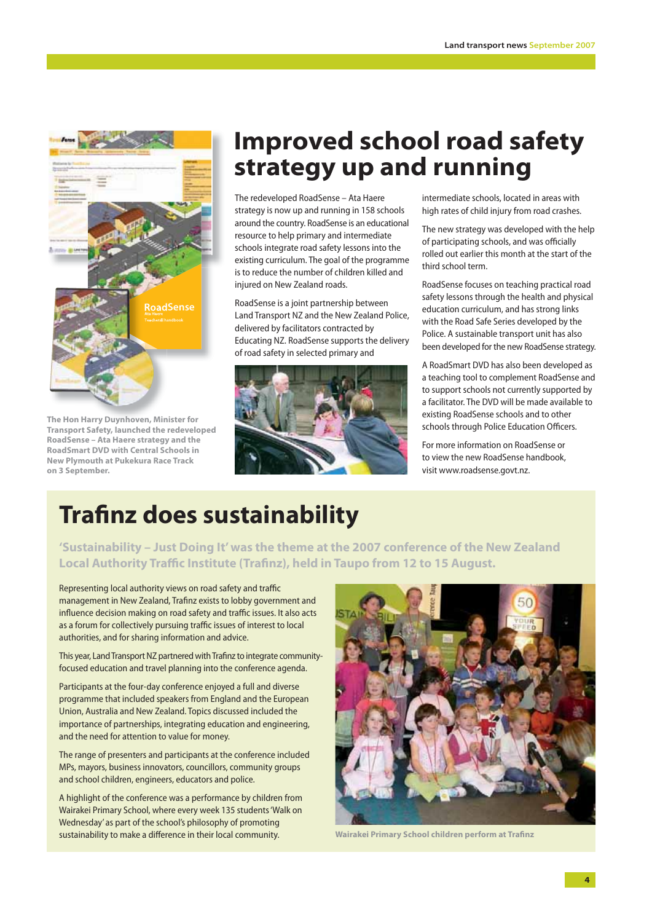# Improved school road safety strategy up and running

The Hon Harry Duynhoven, Minister for Transport Safety, launched the redeveloped RoadSense – Ata Haere strategy and the RoadSmart DVD with Central Schools in New Plymouth at Pukekura Race Track on 3 September.

The redeveloped RoadSense – Ata Haere strategy is now up and running in 158 schools around the country. RoadSense is an educational resource to help primary and intermediate schools integrate road safety lessons into the existing curriculum. The goal of the programme is to reduce the number of children killed and injured on New Zealand roads.

RoadSense is a joint partnership between Land Transport NZ and the New Zealand Police, delivered by facilitators contracted by Educating NZ. RoadSense supports the delivery of road safety in selected primary and intermediate schools, located in areas with high rates of child injury from road crashes.

The new strategy was developed with the help of participating schools, and was officially rolled out earlier this month at the start of the third school term.

RoadSense focuses on teaching practical road safety lessons through the health and physical education curriculum, and has strong links with the Road Safe Series developed by the Police. A sustainable transport unit has also been developed for the new RoadSense strategy.

A RoadSmart DVD has also been developed as a teaching tool to complement RoadSense and to support schools not currently supported by a facilitator. The DVD will be made available to existing RoadSense schools and to other schools through Police Education Officers.

For more information on RoadSense or to view the new RoadSense handbook, visit www.roadsense.govt.nz.

# Trafinz does sustainability

**'Sustainability – Just Doing It' was the theme at the 2007 conference of the New Zealand Local Authority Traffic Institute (Trafinz), held in Taupo from 12 to 15 August.**

Representing local authority views on road safety and traffic management in New Zealand, Trafinz exists to lobby government and influence decision making on road safety and traffic issues. It also acts as a forum for collectively pursuing traffic issues of interest to local authorities, and for sharing information and advice.

This year, Land Transport NZ partnered with Trafinz to integrate community-focused education and travel planning into the conference agenda.

Participants at the four-day conference enjoyed a full and diverse programme that included speakers from England and the European Union, Australia and New Zealand. Topics discussed included the importance of partnerships, integrating education and engineering, and the need for attention to value for money.

The range of presenters and participants at the conference included MPs, mayors, business innovators, councillors, community groups and school children, engineers, educators and police.

A highlight of the conference was a performance by children from Wairakei Primary School, where every week 135 students 'Walk on Wednesday' as part of the school's philosophy of promoting sustainability to make a difference in their local community.

Wairakei Primary School children perform at Trafinz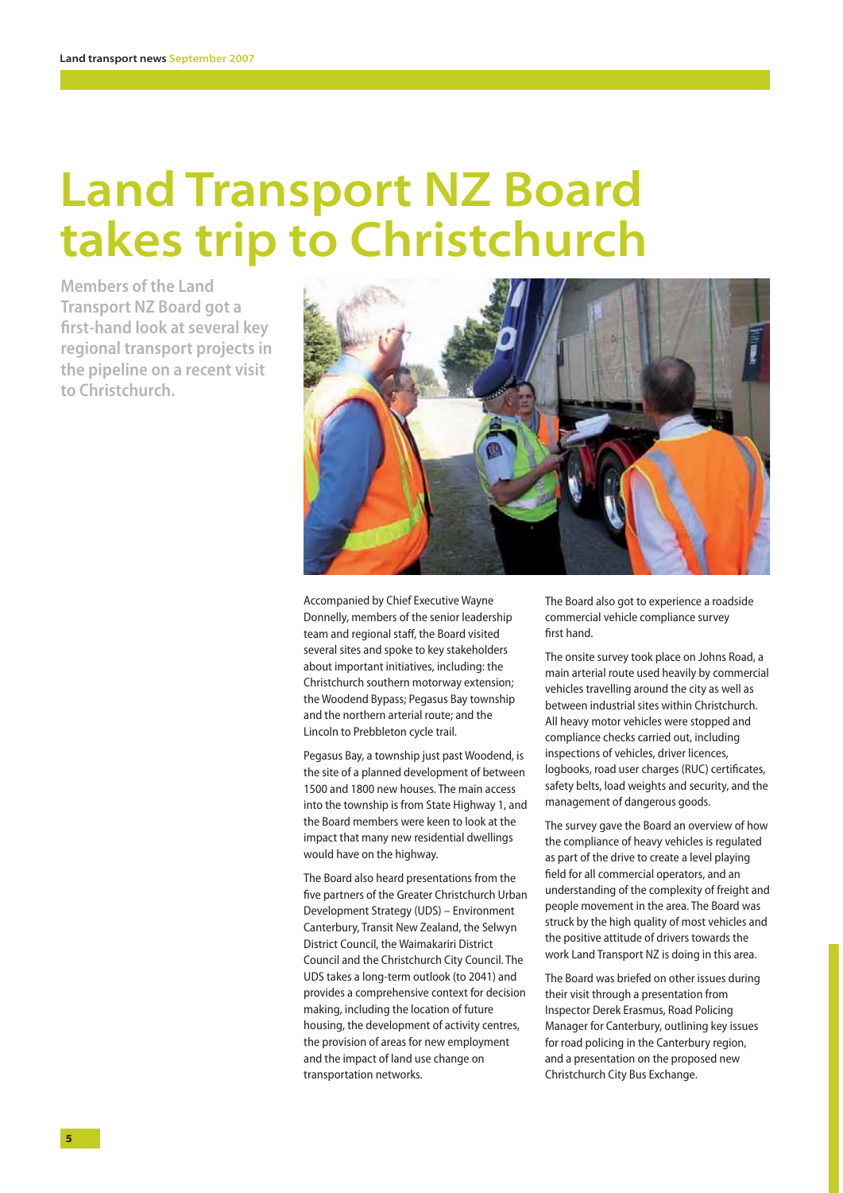# Land Transport NZ Board takes trip to Christchurch

**Members of the Land Transport NZ Board got a first-hand look at several key regional transport projects in the pipeline on a recent visit to Christchurch.**

Accompanied by Chief Executive Wayne Donnelly, members of the senior leadership team and regional staff, the Board visited several sites and spoke to key stakeholders about important initiatives, including: the Christchurch southern motorway extension; the Woodend Bypass; Pegasus Bay township and the northern arterial route; and the Lincoln to Prebbleton cycle trail.

Pegasus Bay, a township just past Woodend, is the site of a planned development of between 1500 and 1800 new houses. The main access into the township is from State Highway 1, and the Board members were keen to look at the impact that many new residential dwellings would have on the highway.

The Board also heard presentations from the five partners of the Greater Christchurch Urban Development Strategy (UDS) – Environment Canterbury, Transit New Zealand, the Selwyn District Council, the Waimakariri District Council and the Christchurch City Council. The UDS takes a long-term outlook (to 2041) and provides a comprehensive context for decision making, including the location of future housing, the development of activity centres, the provision of areas for new employment and the impact of land use change on transportation networks.

The Board also got to experience a roadside commercial vehicle compliance survey first hand.

The onsite survey took place on Johns Road, a main arterial route used heavily by commercial vehicles travelling around the city as well as between industrial sites within Christchurch. All heavy motor vehicles were stopped and compliance checks carried out, including inspections of vehicles, driver licences, logbooks, road user charges (RUC) certificates, safety belts, load weights and security, and the management of dangerous goods.

The survey gave the Board an overview of how the compliance of heavy vehicles is regulated as part of the drive to create a level playing field for all commercial operators, and an understanding of the complexity of freight and people movement in the area. The Board was struck by the high quality of most vehicles and the positive attitude of drivers towards the work Land Transport NZ is doing in this area.

The Board was briefed on other issues during their visit through a presentation from Inspector Derek Erasmus, Road Policing Manager for Canterbury, outlining key issues for road policing in the Canterbury region, and a presentation on the proposed new Christchurch City Bus Exchange.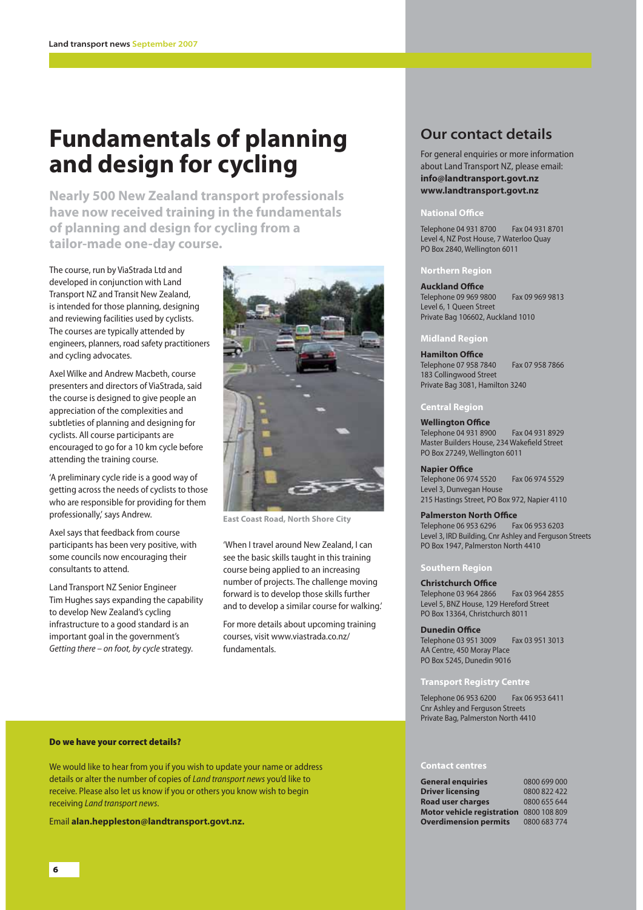# Fundamentals of planning and design for cycling

**Nearly 500 New Zealand transport professionals have now received training in the fundamentals of planning and design for cycling from a tailor-made one-day course.**

The course, run by ViaStrada Ltd and developed in conjunction with Land Transport NZ and Transit New Zealand, is intended for those planning, designing and reviewing facilities used by cyclists. The courses are typically attended by engineers, planners, road safety practitioners and cycling advocates.

Axel Wilke and Andrew Macbeth, course presenters and directors of ViaStrada, said the course is designed to give people an appreciation of the complexities and subtleties of planning and designing for cyclists. All course participants are encouraged to go for a 10 km cycle before attending the training course.

'A preliminary cycle ride is a good way of getting across the needs of cyclists to those who are responsible for providing for them professionally,' says Andrew.

Axel says that feedback from course participants has been very positive, with some councils now encouraging their consultants to attend.

Land Transport NZ Senior Engineer Tim Hughes says expanding the capability to develop New Zealand's cycling infrastructure to a good standard is an important goal in the government's *Getting there – on foot, by cycle* strategy.

East Coast Road, North Shore City

'When I travel around New Zealand, I can see the basic skills taught in this training course being applied to an increasing number of projects. The challenge moving forward is to develop those skills further and to develop a similar course for walking.'

For more details about upcoming training courses, visit www.viastrada.co.nz/fundamentals.

**Do we have your correct details?**

We would like to hear from you if you wish to update your name or address details or alter the number of copies of *Land transport news* you'd like to receive. Please also let us know if you or others you know wish to begin receiving *Land transport news*.

Email **alan.heppleston@landtransport.govt.nz.**

## Our contact details

For general enquiries or more information about Land Transport NZ, please email:
**info@landtransport.govt.nz**
**www.landtransport.govt.nz**

### National Office

Telephone 04 931 8700 Fax 04 931 8701
Level 4, NZ Post House, 7 Waterloo Quay
PO Box 2840, Wellington 6011

### Northern Region

**Auckland Office**
Telephone 09 969 9800 Fax 09 969 9813
Level 6, 1 Queen Street
Private Bag 106602, Auckland 1010

### Midland Region

**Hamilton Office**
Telephone 07 958 7840 Fax 07 958 7866
183 Collingwood Street
Private Bag 3081, Hamilton 3240

### Central Region

**Wellington Office**
Telephone 04 931 8900 Fax 04 931 8929
Master Builders House, 234 Wakefield Street
PO Box 27249, Wellington 6011

**Napier Office**
Telephone 06 974 5520 Fax 06 974 5529
Level 3, Dunvegan House
215 Hastings Street, PO Box 972, Napier 4110

**Palmerston North Office**
Telephone 06 953 6296 Fax 06 953 6203
Level 3, IRD Building, Cnr Ashley and Ferguson Streets
PO Box 1947, Palmerston North 4410

### Southern Region

**Christchurch Office**
Telephone 03 964 2866 Fax 03 964 2855
Level 5, BNZ House, 129 Hereford Street
PO Box 13364, Christchurch 8011

**Dunedin Office**
Telephone 03 951 3009 Fax 03 951 3013
AA Centre, 450 Moray Place
PO Box 5245, Dunedin 9016

### Transport Registry Centre

Telephone 06 953 6200 Fax 06 953 6411
Cnr Ashley and Ferguson Streets
Private Bag, Palmerston North 4410

### Contact centres

| | |
|---|---|
| **General enquiries** | 0800 699 000 |
| **Driver licensing** | 0800 822 422 |
| **Road user charges** | 0800 655 644 |
| **Motor vehicle registration** | 0800 108 809 |
| **Overdimension permits** | 0800 683 774 |